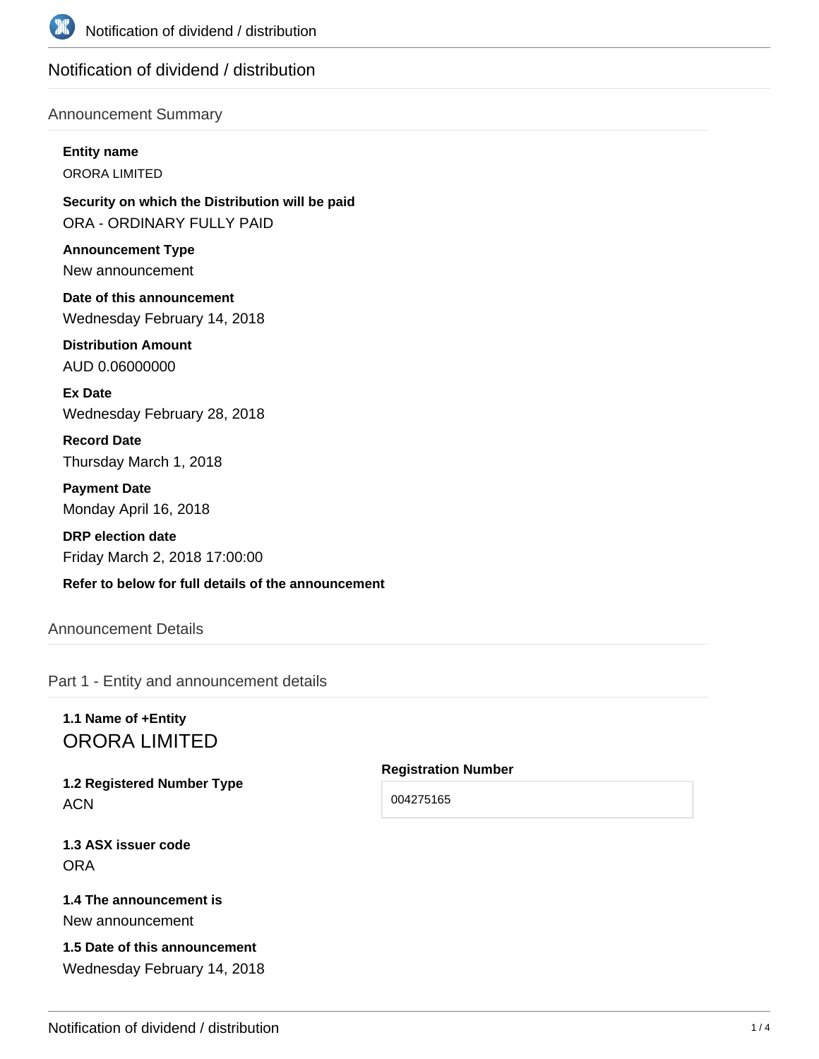# Notification of dividend / distribution

## Announcement Summary

**Entity name**

ORORA LIMITED

**Security on which the Distribution will be paid**

ORA - ORDINARY FULLY PAID

**Announcement Type**

New announcement

**Date of this announcement**

Wednesday February 14, 2018

**Distribution Amount**

AUD 0.06000000

**Ex Date**

Wednesday February 28, 2018

**Record Date**

Thursday March 1, 2018

**Payment Date**

Monday April 16, 2018

**DRP election date**

Friday March 2, 2018 17:00:00

**Refer to below for full details of the announcement**

## Announcement Details

### Part 1 - Entity and announcement details

**1.1 Name of +Entity**

ORORA LIMITED

**1.2 Registered Number Type**

ACN

**Registration Number**

004275165

**1.3 ASX issuer code**

ORA

**1.4 The announcement is**

New announcement

**1.5 Date of this announcement**

Wednesday February 14, 2018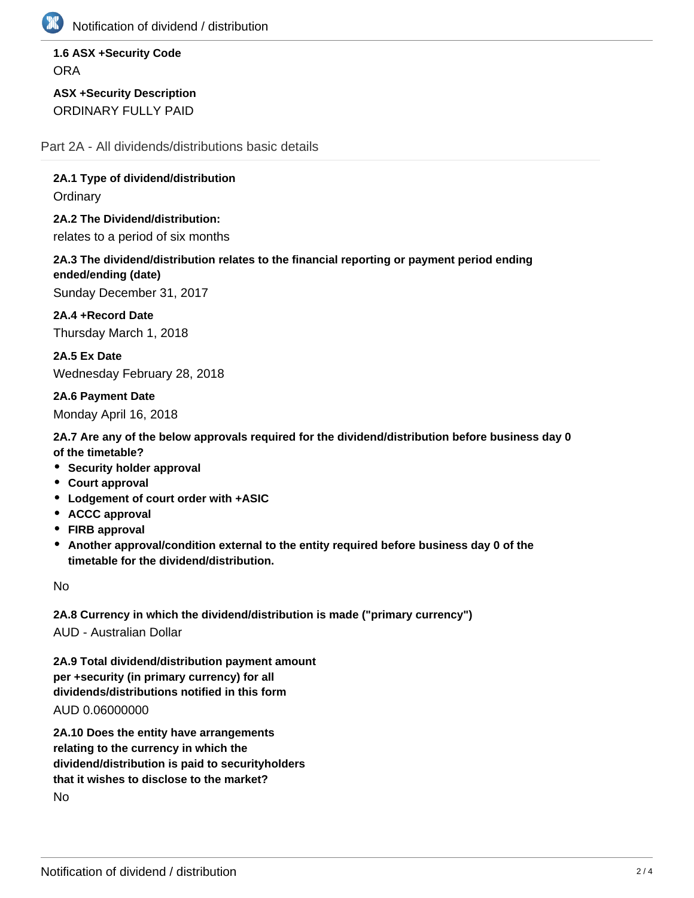**1.6 ASX +Security Code**

ORA

**ASX +Security Description**

ORDINARY FULLY PAID

## Part 2A - All dividends/distributions basic details

**2A.1 Type of dividend/distribution**

Ordinary

**2A.2 The Dividend/distribution:**

relates to a period of six months

**2A.3 The dividend/distribution relates to the financial reporting or payment period ending ended/ending (date)**

Sunday December 31, 2017

**2A.4 +Record Date**

Thursday March 1, 2018

**2A.5 Ex Date**

Wednesday February 28, 2018

**2A.6 Payment Date**

Monday April 16, 2018

**2A.7 Are any of the below approvals required for the dividend/distribution before business day 0 of the timetable?**

- **Security holder approval**
- **Court approval**
- **Lodgement of court order with +ASIC**
- **ACCC approval**
- **FIRB approval**
- **Another approval/condition external to the entity required before business day 0 of the timetable for the dividend/distribution.**

No

**2A.8 Currency in which the dividend/distribution is made ("primary currency")**

AUD - Australian Dollar

**2A.9 Total dividend/distribution payment amount per +security (in primary currency) for all dividends/distributions notified in this form**

AUD 0.06000000

**2A.10 Does the entity have arrangements relating to the currency in which the dividend/distribution is paid to securityholders that it wishes to disclose to the market?**

No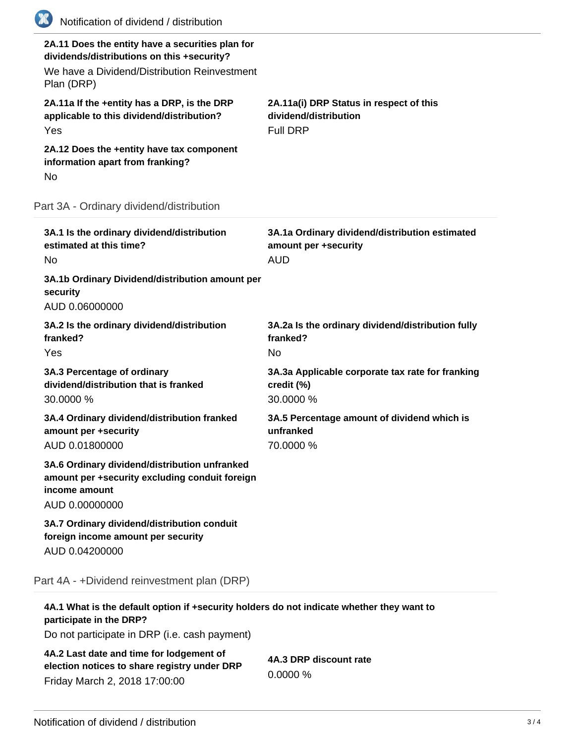**2A.11 Does the entity have a securities plan for dividends/distributions on this +security?**

We have a Dividend/Distribution Reinvestment Plan (DRP)

**2A.11a If the +entity has a DRP, is the DRP applicable to this dividend/distribution?**

Yes

**2A.11a(i) DRP Status in respect of this dividend/distribution**

Full DRP

**2A.12 Does the +entity have tax component information apart from franking?**

No

## Part 3A - Ordinary dividend/distribution

**3A.1 Is the ordinary dividend/distribution estimated at this time?**

No

**3A.1a Ordinary dividend/distribution estimated amount per +security**

AUD

**3A.1b Ordinary Dividend/distribution amount per security**

AUD 0.06000000

**3A.2 Is the ordinary dividend/distribution franked?**

Yes

**3A.2a Is the ordinary dividend/distribution fully franked?**

No

**3A.3 Percentage of ordinary dividend/distribution that is franked**

30.0000 %

**3A.3a Applicable corporate tax rate for franking credit (%)**

30.0000 %

**3A.4 Ordinary dividend/distribution franked amount per +security**

AUD 0.01800000

**3A.5 Percentage amount of dividend which is unfranked**

70.0000 %

**3A.6 Ordinary dividend/distribution unfranked amount per +security excluding conduit foreign income amount**

AUD 0.00000000

**3A.7 Ordinary dividend/distribution conduit foreign income amount per security**

AUD 0.04200000

## Part 4A - +Dividend reinvestment plan (DRP)

**4A.1 What is the default option if +security holders do not indicate whether they want to participate in the DRP?**

Do not participate in DRP (i.e. cash payment)

**4A.2 Last date and time for lodgement of election notices to share registry under DRP**

Friday March 2, 2018 17:00:00

**4A.3 DRP discount rate**

0.0000 %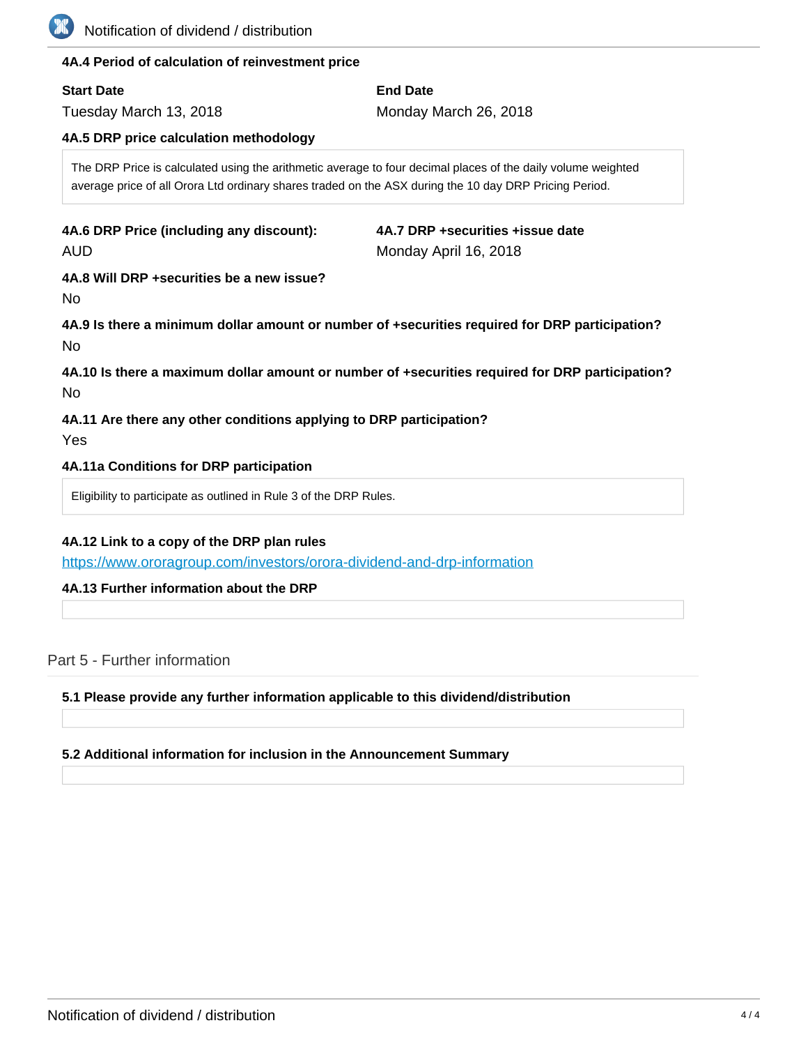#### 4A.4 Period of calculation of reinvestment price

**Start Date**
Tuesday March 13, 2018

**End Date**
Monday March 26, 2018

#### 4A.5 DRP price calculation methodology

The DRP Price is calculated using the arithmetic average to four decimal places of the daily volume weighted average price of all Orora Ltd ordinary shares traded on the ASX during the 10 day DRP Pricing Period.

**4A.6 DRP Price (including any discount):**
AUD

**4A.7 DRP +securities +issue date**
Monday April 16, 2018

**4A.8 Will DRP +securities be a new issue?**
No

**4A.9 Is there a minimum dollar amount or number of +securities required for DRP participation?**
No

**4A.10 Is there a maximum dollar amount or number of +securities required for DRP participation?**
No

**4A.11 Are there any other conditions applying to DRP participation?**
Yes

**4A.11a Conditions for DRP participation**

Eligibility to participate as outlined in Rule 3 of the DRP Rules.

**4A.12 Link to a copy of the DRP plan rules**
https://www.ororagroup.com/investors/orora-dividend-and-drp-information

**4A.13 Further information about the DRP**

## Part 5 - Further information

**5.1 Please provide any further information applicable to this dividend/distribution**

**5.2 Additional information for inclusion in the Announcement Summary**